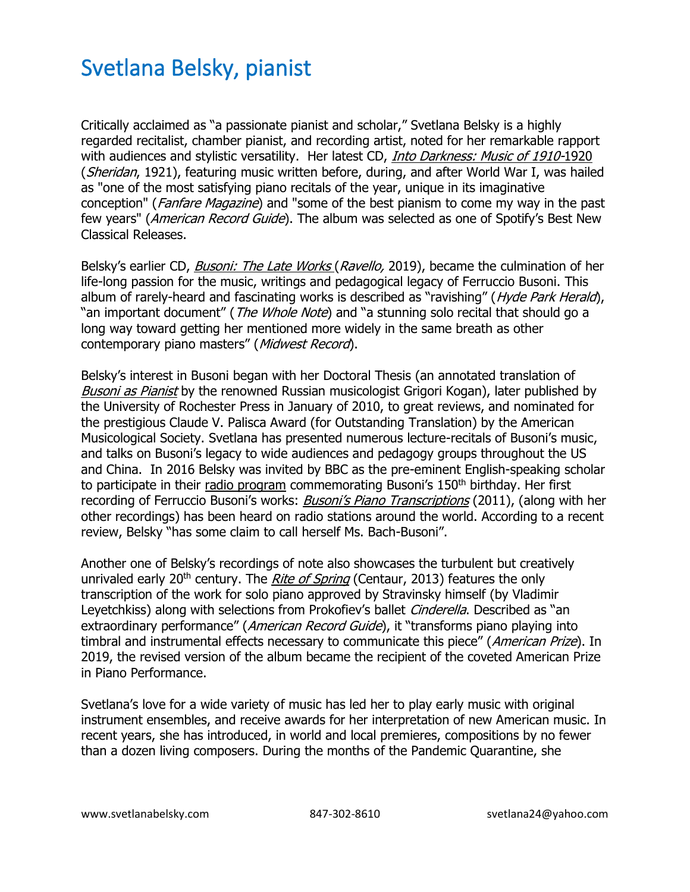# Svetlana Belsky, pianist

Critically acclaimed as "a passionate pianist and scholar," Svetlana Belsky is a highly regarded recitalist, chamber pianist, and recording artist, noted for her remarkable rapport with audiences and stylistic versatility. Her latest CD, *Into Darkness: Music of 1910*-1920 (*Sheridan*, 1921), featuring music written before, during, and after World War I, was hailed as "one of the most satisfying piano recitals of the year, unique in its imaginative conception" (*Fanfare Magazine*) and "some of the best pianism to come my way in the past few years" (*American Record Guide*). The album was selected as one of Spotify's Best New Classical Releases.

Belsky's earlier CD, *Busoni: The Late Works* (*Ravello,* 2019), became the culmination of her life-long passion for the music, writings and pedagogical legacy of Ferruccio Busoni. This album of rarely-heard and fascinating works is described as "ravishing" (*Hyde Park Herald*), "an important document" (*The Whole Note*) and "a stunning solo recital that should go a long way toward getting her mentioned more widely in the same breath as other contemporary piano masters" (*Midwest Record*).

Belsky's interest in Busoni began with her Doctoral Thesis (an annotated translation of *Busoni as Pianist* by the renowned Russian musicologist Grigori Kogan), later published by the University of Rochester Press in January of 2010, to great reviews, and nominated for the prestigious Claude V. Palisca Award (for Outstanding Translation) by the American Musicological Society. Svetlana has presented numerous lecture-recitals of Busoni's music, and talks on Busoni's legacy to wide audiences and pedagogy groups throughout the US and China. In 2016 Belsky was invited by BBC as the pre-eminent English-speaking scholar to participate in their radio program commemorating Busoni's 150th birthday. Her first recording of Ferruccio Busoni's works: *Busoni's Piano Transcriptions* (2011), (along with her other recordings) has been heard on radio stations around the world. According to a recent review, Belsky "has some claim to call herself Ms. Bach-Busoni".

Another one of Belsky's recordings of note also showcases the turbulent but creatively unrivaled early 20th century. The *Rite of Spring* (Centaur, 2013) features the only transcription of the work for solo piano approved by Stravinsky himself (by Vladimir Leyetchkiss) along with selections from Prokofiev's ballet *Cinderella*. Described as "an extraordinary performance" (*American Record Guide*), it "transforms piano playing into timbral and instrumental effects necessary to communicate this piece" (*American Prize*). In 2019, the revised version of the album became the recipient of the coveted American Prize in Piano Performance.

Svetlana's love for a wide variety of music has led her to play early music with original instrument ensembles, and receive awards for her interpretation of new American music. In recent years, she has introduced, in world and local premieres, compositions by no fewer than a dozen living composers. During the months of the Pandemic Quarantine, she

www.svetlanabelsky.com 847-302-8610 svetlana24@yahoo.com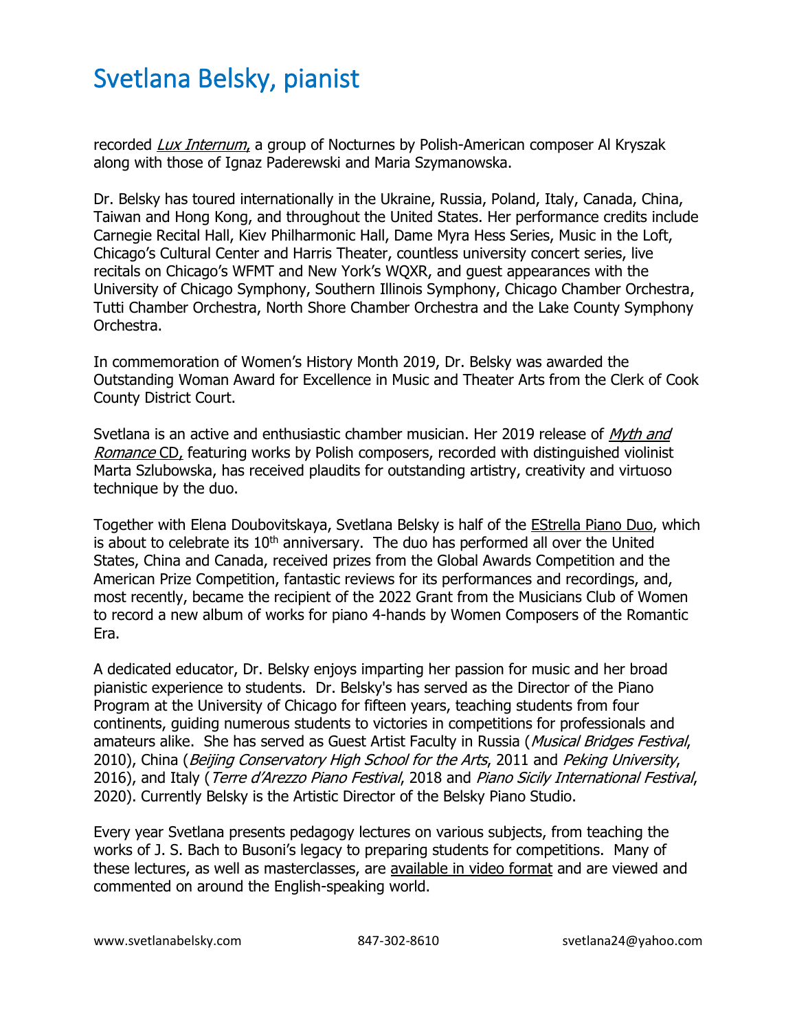recorded *Lux Internum*, a group of Nocturnes by Polish-American composer Al Kryszak along with those of Ignaz Paderewski and Maria Szymanowska.

Dr. Belsky has toured internationally in the Ukraine, Russia, Poland, Italy, Canada, China, Taiwan and Hong Kong, and throughout the United States. Her performance credits include Carnegie Recital Hall, Kiev Philharmonic Hall, Dame Myra Hess Series, Music in the Loft, Chicago's Cultural Center and Harris Theater, countless university concert series, live recitals on Chicago's WFMT and New York's WQXR, and guest appearances with the University of Chicago Symphony, Southern Illinois Symphony, Chicago Chamber Orchestra, Tutti Chamber Orchestra, North Shore Chamber Orchestra and the Lake County Symphony Orchestra.

In commemoration of Women's History Month 2019, Dr. Belsky was awarded the Outstanding Woman Award for Excellence in Music and Theater Arts from the Clerk of Cook County District Court.

Svetlana is an active and enthusiastic chamber musician. Her 2019 release of *Myth and Romance* CD, featuring works by Polish composers, recorded with distinguished violinist Marta Szlubowska, has received plaudits for outstanding artistry, creativity and virtuoso technique by the duo.

Together with Elena Doubovitskaya, Svetlana Belsky is half of the EStrella Piano Duo, which is about to celebrate its 10th anniversary. The duo has performed all over the United States, China and Canada, received prizes from the Global Awards Competition and the American Prize Competition, fantastic reviews for its performances and recordings, and, most recently, became the recipient of the 2022 Grant from the Musicians Club of Women to record a new album of works for piano 4-hands by Women Composers of the Romantic Era.

A dedicated educator, Dr. Belsky enjoys imparting her passion for music and her broad pianistic experience to students. Dr. Belsky's has served as the Director of the Piano Program at the University of Chicago for fifteen years, teaching students from four continents, guiding numerous students to victories in competitions for professionals and amateurs alike. She has served as Guest Artist Faculty in Russia (*Musical Bridges Festival*, 2010), China (*Beijing Conservatory High School for the Arts*, 2011 and *Peking University*, 2016), and Italy (*Terre d'Arezzo Piano Festival*, 2018 and *Piano Sicily International Festival*, 2020). Currently Belsky is the Artistic Director of the Belsky Piano Studio.

Every year Svetlana presents pedagogy lectures on various subjects, from teaching the works of J. S. Bach to Busoni's legacy to preparing students for competitions. Many of these lectures, as well as masterclasses, are available in video format and are viewed and commented on around the English-speaking world.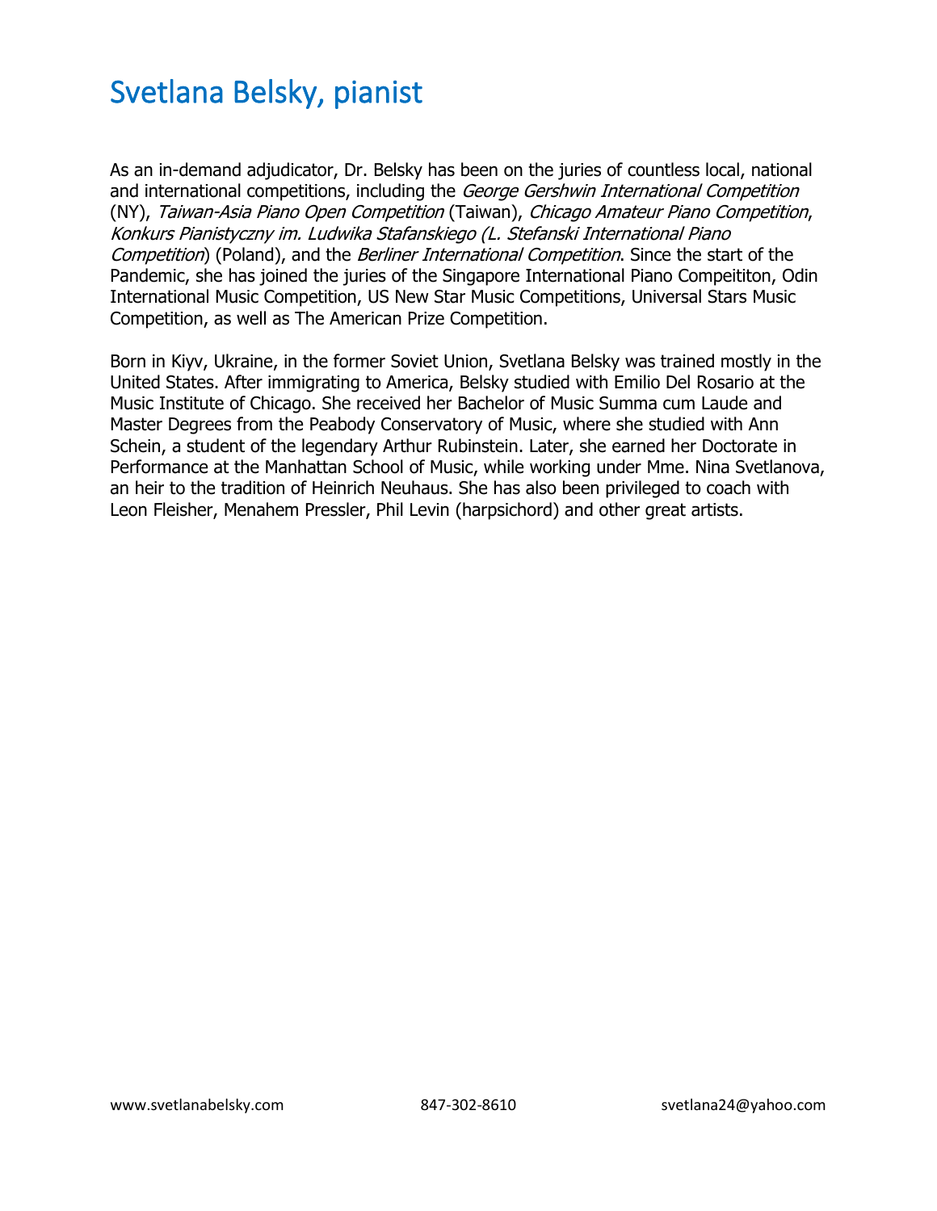# Svetlana Belsky, pianist

As an in-demand adjudicator, Dr. Belsky has been on the juries of countless local, national and international competitions, including the *George Gershwin International Competition* (NY), *Taiwan-Asia Piano Open Competition* (Taiwan), *Chicago Amateur Piano Competition*, *Konkurs Pianistyczny im. Ludwika Stafanskiego (L. Stefanski International Piano Competition*) (Poland), and the *Berliner International Competition*. Since the start of the Pandemic, she has joined the juries of the Singapore International Piano Compeititon, Odin International Music Competition, US New Star Music Competitions, Universal Stars Music Competition, as well as The American Prize Competition.

Born in Kiyv, Ukraine, in the former Soviet Union, Svetlana Belsky was trained mostly in the United States. After immigrating to America, Belsky studied with Emilio Del Rosario at the Music Institute of Chicago. She received her Bachelor of Music Summa cum Laude and Master Degrees from the Peabody Conservatory of Music, where she studied with Ann Schein, a student of the legendary Arthur Rubinstein. Later, she earned her Doctorate in Performance at the Manhattan School of Music, while working under Mme. Nina Svetlanova, an heir to the tradition of Heinrich Neuhaus. She has also been privileged to coach with Leon Fleisher, Menahem Pressler, Phil Levin (harpsichord) and other great artists.

www.svetlanabelsky.com 847-302-8610 svetlana24@yahoo.com